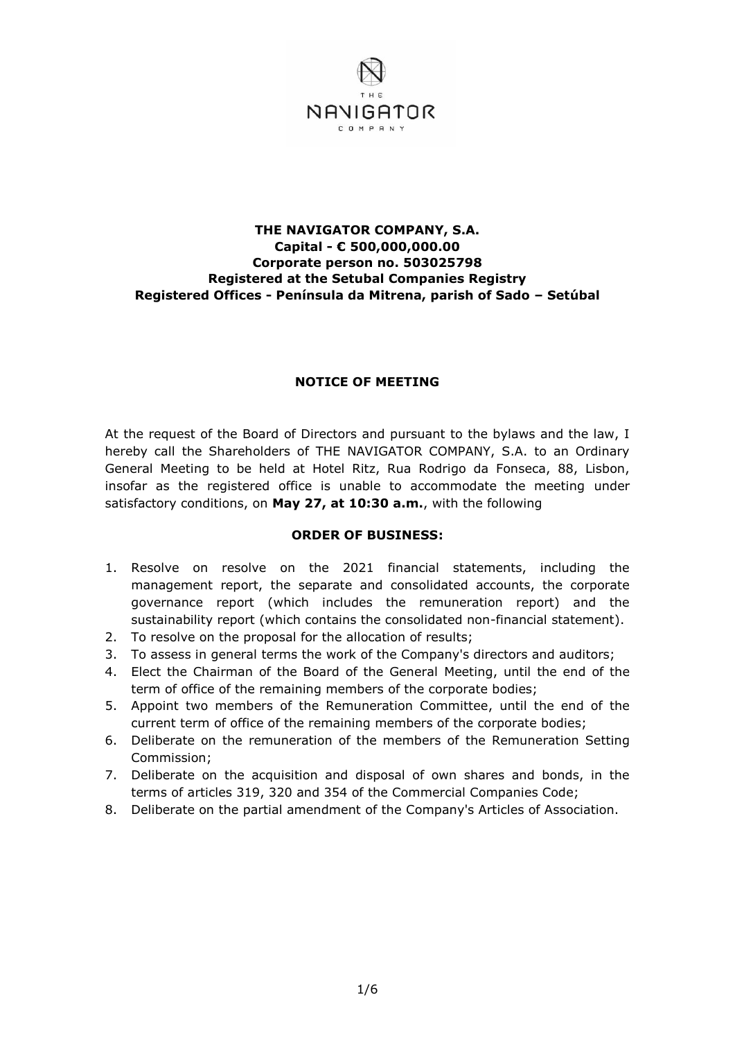# THE NAVIGATOR COMPANY, S.A.
**Capital - € 500,000,000.00**
**Corporate person no. 503025798**
**Registered at the Setubal Companies Registry**
**Registered Offices - Península da Mitrena, parish of Sado – Setúbal**

## NOTICE OF MEETING

At the request of the Board of Directors and pursuant to the bylaws and the law, I hereby call the Shareholders of THE NAVIGATOR COMPANY, S.A. to an Ordinary General Meeting to be held at Hotel Ritz, Rua Rodrigo da Fonseca, 88, Lisbon, insofar as the registered office is unable to accommodate the meeting under satisfactory conditions, on **May 27, at 10:30 a.m.**, with the following

### ORDER OF BUSINESS:

1. Resolve on resolve on the 2021 financial statements, including the management report, the separate and consolidated accounts, the corporate governance report (which includes the remuneration report) and the sustainability report (which contains the consolidated non-financial statement).
2. To resolve on the proposal for the allocation of results;
3. To assess in general terms the work of the Company's directors and auditors;
4. Elect the Chairman of the Board of the General Meeting, until the end of the term of office of the remaining members of the corporate bodies;
5. Appoint two members of the Remuneration Committee, until the end of the current term of office of the remaining members of the corporate bodies;
6. Deliberate on the remuneration of the members of the Remuneration Setting Commission;
7. Deliberate on the acquisition and disposal of own shares and bonds, in the terms of articles 319, 320 and 354 of the Commercial Companies Code;
8. Deliberate on the partial amendment of the Company's Articles of Association.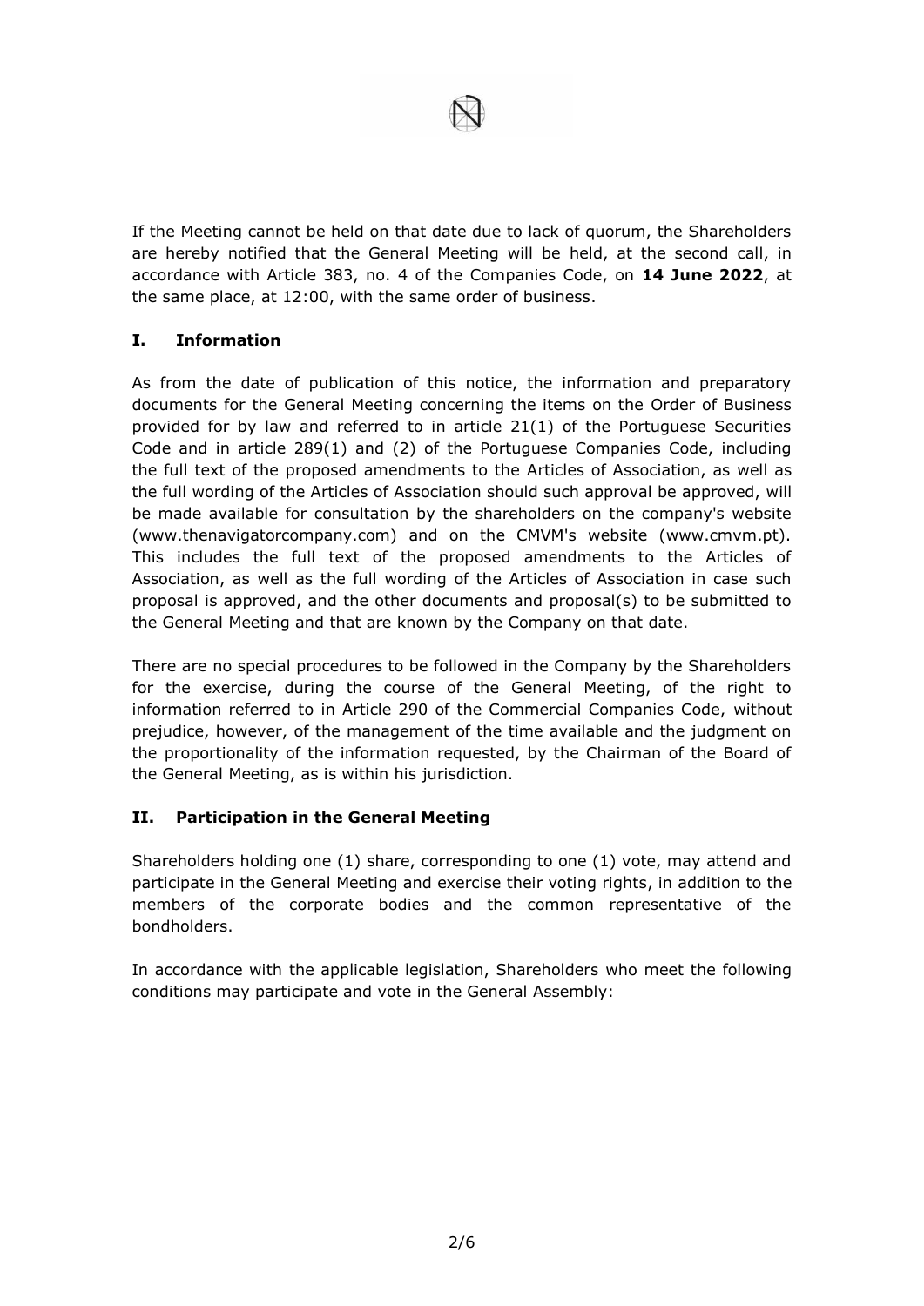If the Meeting cannot be held on that date due to lack of quorum, the Shareholders are hereby notified that the General Meeting will be held, at the second call, in accordance with Article 383, no. 4 of the Companies Code, on **14 June 2022**, at the same place, at 12:00, with the same order of business.

## I. Information

As from the date of publication of this notice, the information and preparatory documents for the General Meeting concerning the items on the Order of Business provided for by law and referred to in article 21(1) of the Portuguese Securities Code and in article 289(1) and (2) of the Portuguese Companies Code, including the full text of the proposed amendments to the Articles of Association, as well as the full wording of the Articles of Association should such approval be approved, will be made available for consultation by the shareholders on the company's website (www.thenavigatorcompany.com) and on the CMVM's website (www.cmvm.pt). This includes the full text of the proposed amendments to the Articles of Association, as well as the full wording of the Articles of Association in case such proposal is approved, and the other documents and proposal(s) to be submitted to the General Meeting and that are known by the Company on that date.

There are no special procedures to be followed in the Company by the Shareholders for the exercise, during the course of the General Meeting, of the right to information referred to in Article 290 of the Commercial Companies Code, without prejudice, however, of the management of the time available and the judgment on the proportionality of the information requested, by the Chairman of the Board of the General Meeting, as is within his jurisdiction.

## II. Participation in the General Meeting

Shareholders holding one (1) share, corresponding to one (1) vote, may attend and participate in the General Meeting and exercise their voting rights, in addition to the members of the corporate bodies and the common representative of the bondholders.

In accordance with the applicable legislation, Shareholders who meet the following conditions may participate and vote in the General Assembly: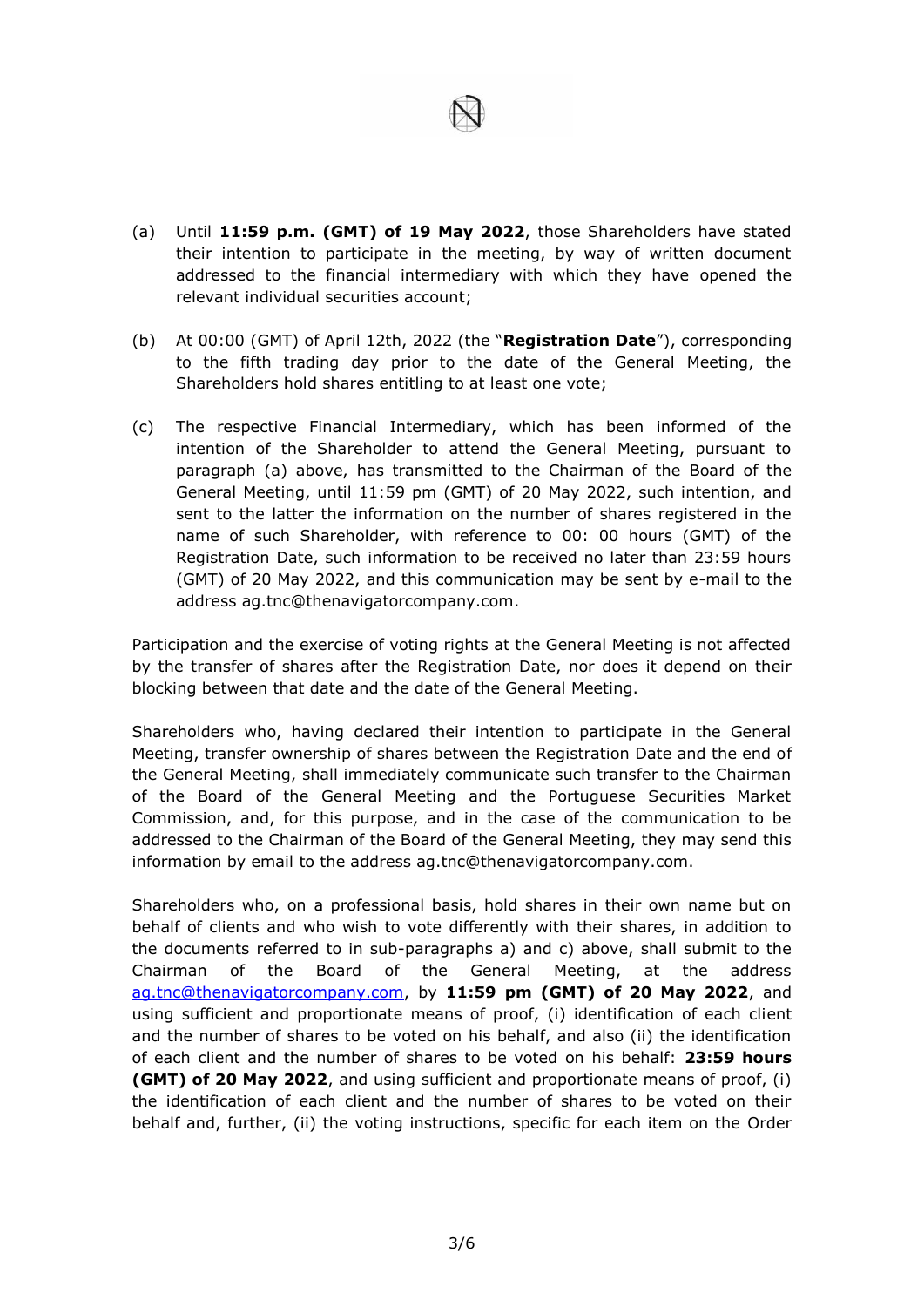(a) Until **11:59 p.m. (GMT) of 19 May 2022**, those Shareholders have stated their intention to participate in the meeting, by way of written document addressed to the financial intermediary with which they have opened the relevant individual securities account;

(b) At 00:00 (GMT) of April 12th, 2022 (the "**Registration Date**"), corresponding to the fifth trading day prior to the date of the General Meeting, the Shareholders hold shares entitling to at least one vote;

(c) The respective Financial Intermediary, which has been informed of the intention of the Shareholder to attend the General Meeting, pursuant to paragraph (a) above, has transmitted to the Chairman of the Board of the General Meeting, until 11:59 pm (GMT) of 20 May 2022, such intention, and sent to the latter the information on the number of shares registered in the name of such Shareholder, with reference to 00: 00 hours (GMT) of the Registration Date, such information to be received no later than 23:59 hours (GMT) of 20 May 2022, and this communication may be sent by e-mail to the address ag.tnc@thenavigatorcompany.com.

Participation and the exercise of voting rights at the General Meeting is not affected by the transfer of shares after the Registration Date, nor does it depend on their blocking between that date and the date of the General Meeting.

Shareholders who, having declared their intention to participate in the General Meeting, transfer ownership of shares between the Registration Date and the end of the General Meeting, shall immediately communicate such transfer to the Chairman of the Board of the General Meeting and the Portuguese Securities Market Commission, and, for this purpose, and in the case of the communication to be addressed to the Chairman of the Board of the General Meeting, they may send this information by email to the address ag.tnc@thenavigatorcompany.com.

Shareholders who, on a professional basis, hold shares in their own name but on behalf of clients and who wish to vote differently with their shares, in addition to the documents referred to in sub-paragraphs a) and c) above, shall submit to the Chairman of the Board of the General Meeting, at the address ag.tnc@thenavigatorcompany.com, by **11:59 pm (GMT) of 20 May 2022**, and using sufficient and proportionate means of proof, (i) identification of each client and the number of shares to be voted on his behalf, and also (ii) the identification of each client and the number of shares to be voted on his behalf: **23:59 hours (GMT) of 20 May 2022**, and using sufficient and proportionate means of proof, (i) the identification of each client and the number of shares to be voted on their behalf and, further, (ii) the voting instructions, specific for each item on the Order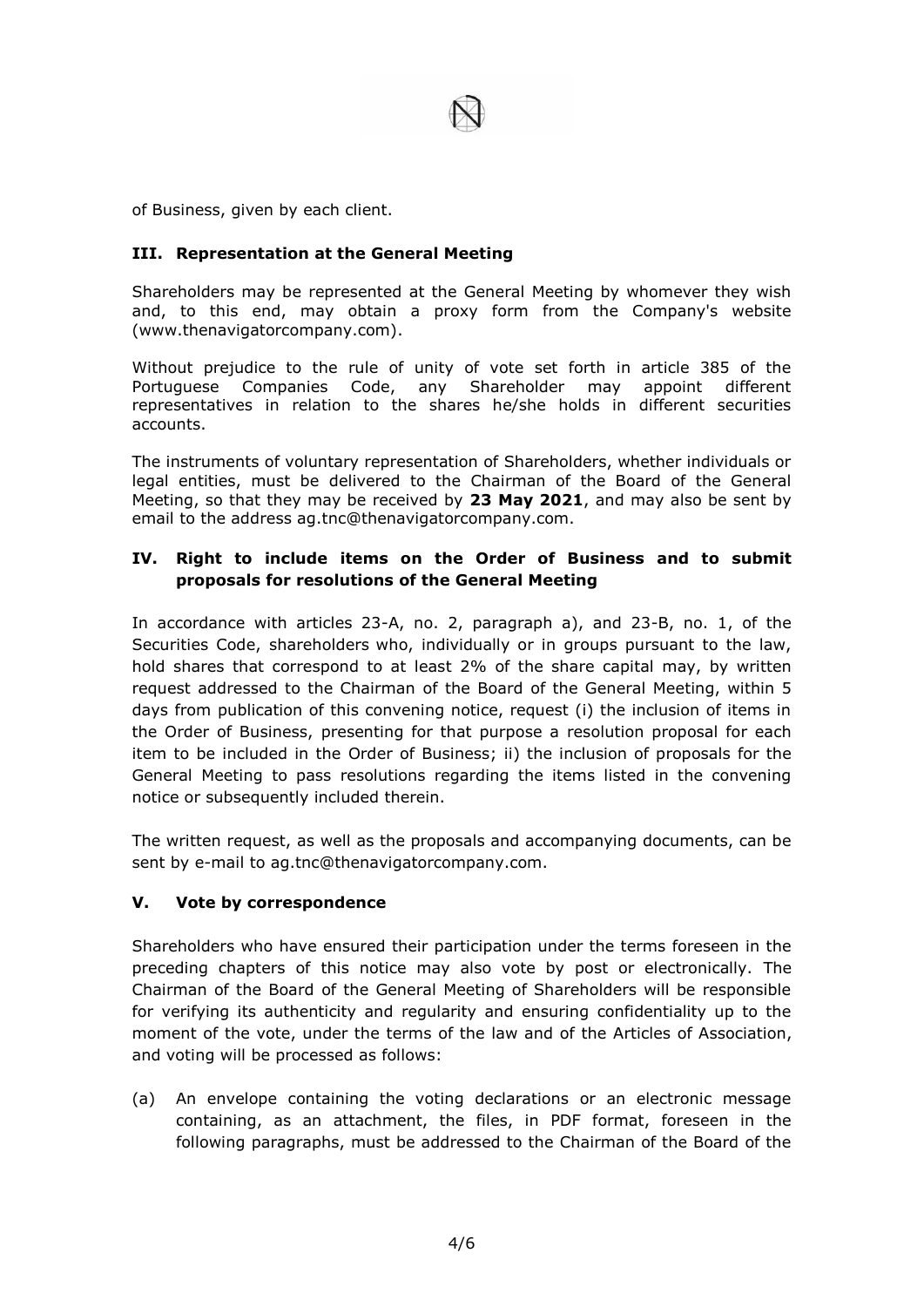of Business, given by each client.

## III. Representation at the General Meeting

Shareholders may be represented at the General Meeting by whomever they wish and, to this end, may obtain a proxy form from the Company's website (www.thenavigatorcompany.com).

Without prejudice to the rule of unity of vote set forth in article 385 of the Portuguese Companies Code, any Shareholder may appoint different representatives in relation to the shares he/she holds in different securities accounts.

The instruments of voluntary representation of Shareholders, whether individuals or legal entities, must be delivered to the Chairman of the Board of the General Meeting, so that they may be received by **23 May 2021**, and may also be sent by email to the address ag.tnc@thenavigatorcompany.com.

## IV. Right to include items on the Order of Business and to submit proposals for resolutions of the General Meeting

In accordance with articles 23-A, no. 2, paragraph a), and 23-B, no. 1, of the Securities Code, shareholders who, individually or in groups pursuant to the law, hold shares that correspond to at least 2% of the share capital may, by written request addressed to the Chairman of the Board of the General Meeting, within 5 days from publication of this convening notice, request (i) the inclusion of items in the Order of Business, presenting for that purpose a resolution proposal for each item to be included in the Order of Business; ii) the inclusion of proposals for the General Meeting to pass resolutions regarding the items listed in the convening notice or subsequently included therein.

The written request, as well as the proposals and accompanying documents, can be sent by e-mail to ag.tnc@thenavigatorcompany.com.

## V. Vote by correspondence

Shareholders who have ensured their participation under the terms foreseen in the preceding chapters of this notice may also vote by post or electronically. The Chairman of the Board of the General Meeting of Shareholders will be responsible for verifying its authenticity and regularity and ensuring confidentiality up to the moment of the vote, under the terms of the law and of the Articles of Association, and voting will be processed as follows:

(a) An envelope containing the voting declarations or an electronic message containing, as an attachment, the files, in PDF format, foreseen in the following paragraphs, must be addressed to the Chairman of the Board of the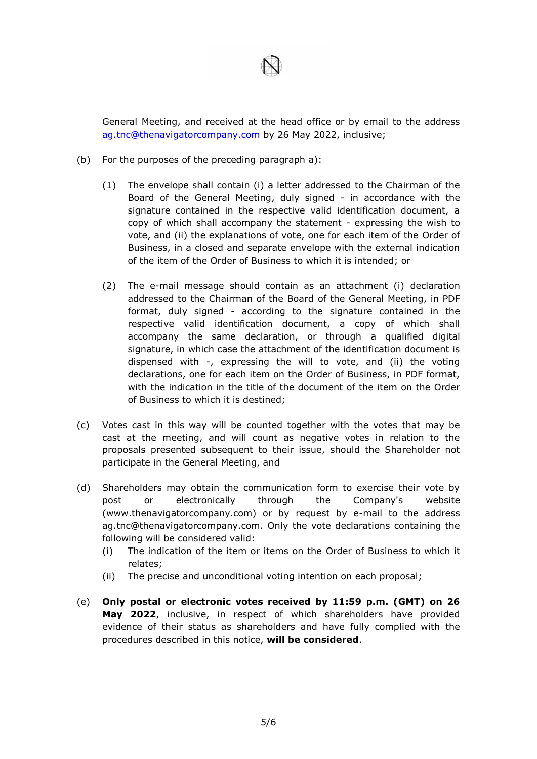General Meeting, and received at the head office or by email to the address [ag.tnc@thenavigatorcompany.com](mailto:ag.tnc@thenavigatorcompany.com) by 26 May 2022, inclusive;

(b) For the purposes of the preceding paragraph a):

(1) The envelope shall contain (i) a letter addressed to the Chairman of the Board of the General Meeting, duly signed - in accordance with the signature contained in the respective valid identification document, a copy of which shall accompany the statement - expressing the wish to vote, and (ii) the explanations of vote, one for each item of the Order of Business, in a closed and separate envelope with the external indication of the item of the Order of Business to which it is intended; or

(2) The e-mail message should contain as an attachment (i) declaration addressed to the Chairman of the Board of the General Meeting, in PDF format, duly signed - according to the signature contained in the respective valid identification document, a copy of which shall accompany the same declaration, or through a qualified digital signature, in which case the attachment of the identification document is dispensed with -, expressing the will to vote, and (ii) the voting declarations, one for each item on the Order of Business, in PDF format, with the indication in the title of the document of the item on the Order of Business to which it is destined;

(c) Votes cast in this way will be counted together with the votes that may be cast at the meeting, and will count as negative votes in relation to the proposals presented subsequent to their issue, should the Shareholder not participate in the General Meeting, and

(d) Shareholders may obtain the communication form to exercise their vote by post or electronically through the Company's website (www.thenavigatorcompany.com) or by request by e-mail to the address ag.tnc@thenavigatorcompany.com. Only the vote declarations containing the following will be considered valid:

(i) The indication of the item or items on the Order of Business to which it relates;

(ii) The precise and unconditional voting intention on each proposal;

(e) **Only postal or electronic votes received by 11:59 p.m. (GMT) on 26 May 2022**, inclusive, in respect of which shareholders have provided evidence of their status as shareholders and have fully complied with the procedures described in this notice, **will be considered**.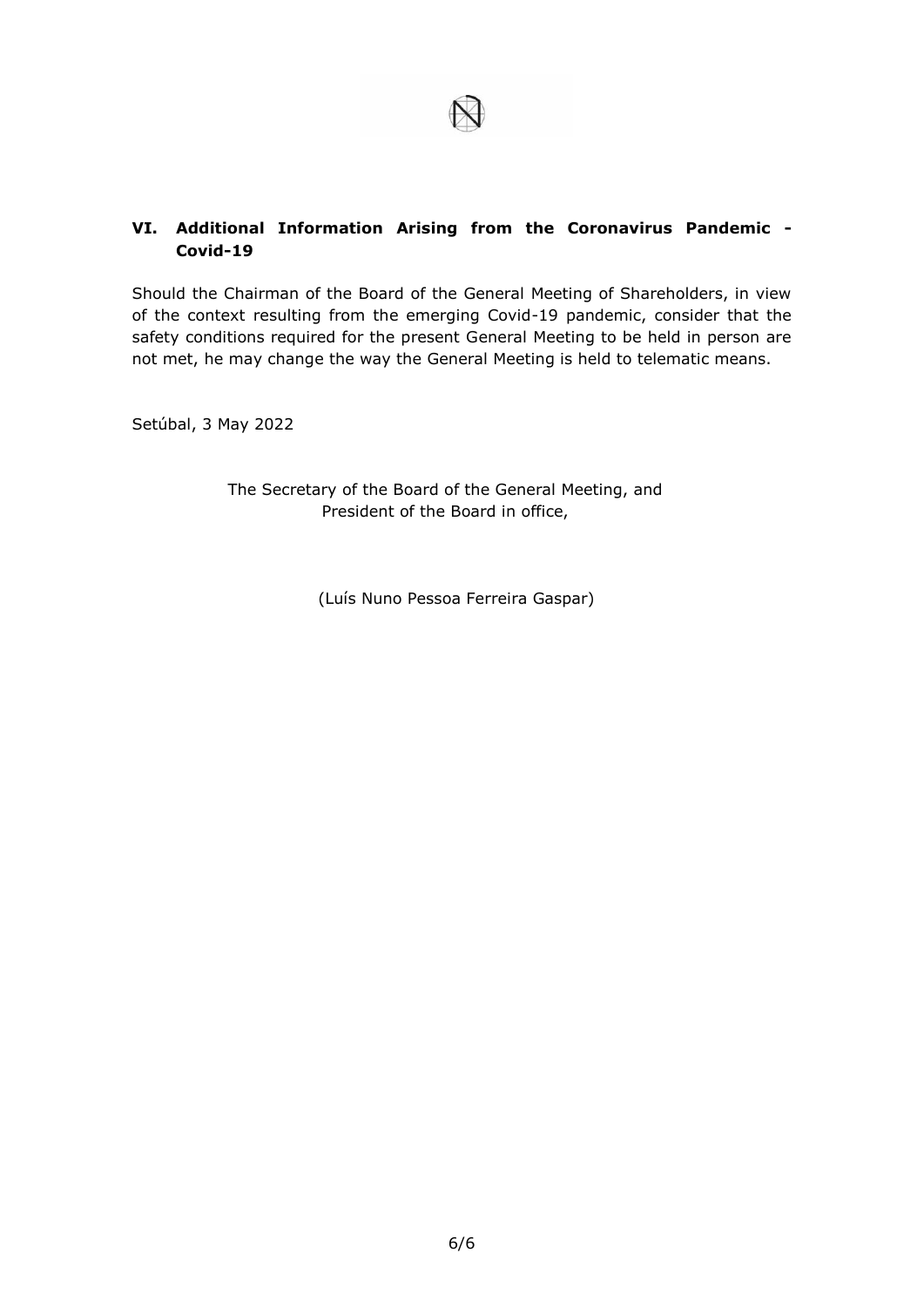## VI. Additional Information Arising from the Coronavirus Pandemic - Covid-19

Should the Chairman of the Board of the General Meeting of Shareholders, in view of the context resulting from the emerging Covid-19 pandemic, consider that the safety conditions required for the present General Meeting to be held in person are not met, he may change the way the General Meeting is held to telematic means.

Setúbal, 3 May 2022

The Secretary of the Board of the General Meeting, and
President of the Board in office,

(Luís Nuno Pessoa Ferreira Gaspar)